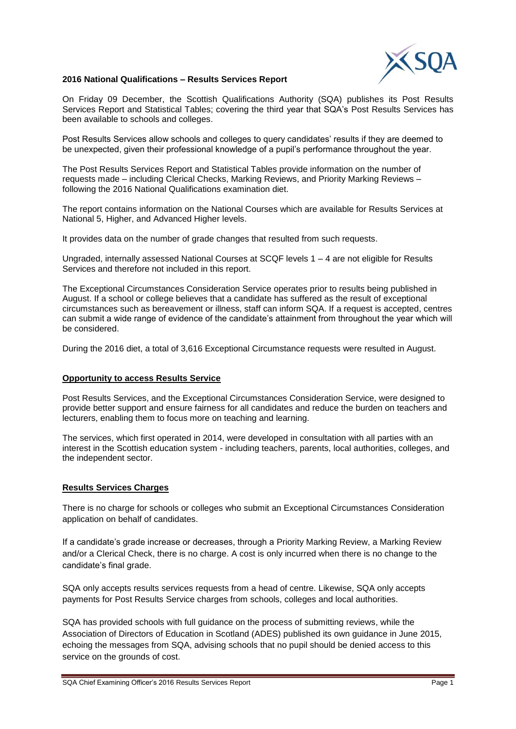## 2016 National Qualifications – Results Services Report

On Friday 09 December, the Scottish Qualifications Authority (SQA) publishes its Post Results Services Report and Statistical Tables; covering the third year that SQA's Post Results Services has been available to schools and colleges.

Post Results Services allow schools and colleges to query candidates' results if they are deemed to be unexpected, given their professional knowledge of a pupil's performance throughout the year.

The Post Results Services Report and Statistical Tables provide information on the number of requests made – including Clerical Checks, Marking Reviews, and Priority Marking Reviews – following the 2016 National Qualifications examination diet.

The report contains information on the National Courses which are available for Results Services at National 5, Higher, and Advanced Higher levels.

It provides data on the number of grade changes that resulted from such requests.

Ungraded, internally assessed National Courses at SCQF levels 1 – 4 are not eligible for Results Services and therefore not included in this report.

The Exceptional Circumstances Consideration Service operates prior to results being published in August. If a school or college believes that a candidate has suffered as the result of exceptional circumstances such as bereavement or illness, staff can inform SQA. If a request is accepted, centres can submit a wide range of evidence of the candidate's attainment from throughout the year which will be considered.

During the 2016 diet, a total of 3,616 Exceptional Circumstance requests were resulted in August.

### Opportunity to access Results Service

Post Results Services, and the Exceptional Circumstances Consideration Service, were designed to provide better support and ensure fairness for all candidates and reduce the burden on teachers and lecturers, enabling them to focus more on teaching and learning.

The services, which first operated in 2014, were developed in consultation with all parties with an interest in the Scottish education system - including teachers, parents, local authorities, colleges, and the independent sector.

### Results Services Charges

There is no charge for schools or colleges who submit an Exceptional Circumstances Consideration application on behalf of candidates.

If a candidate's grade increase or decreases, through a Priority Marking Review, a Marking Review and/or a Clerical Check, there is no charge. A cost is only incurred when there is no change to the candidate's final grade.

SQA only accepts results services requests from a head of centre. Likewise, SQA only accepts payments for Post Results Service charges from schools, colleges and local authorities.

SQA has provided schools with full guidance on the process of submitting reviews, while the Association of Directors of Education in Scotland (ADES) published its own guidance in June 2015, echoing the messages from SQA, advising schools that no pupil should be denied access to this service on the grounds of cost.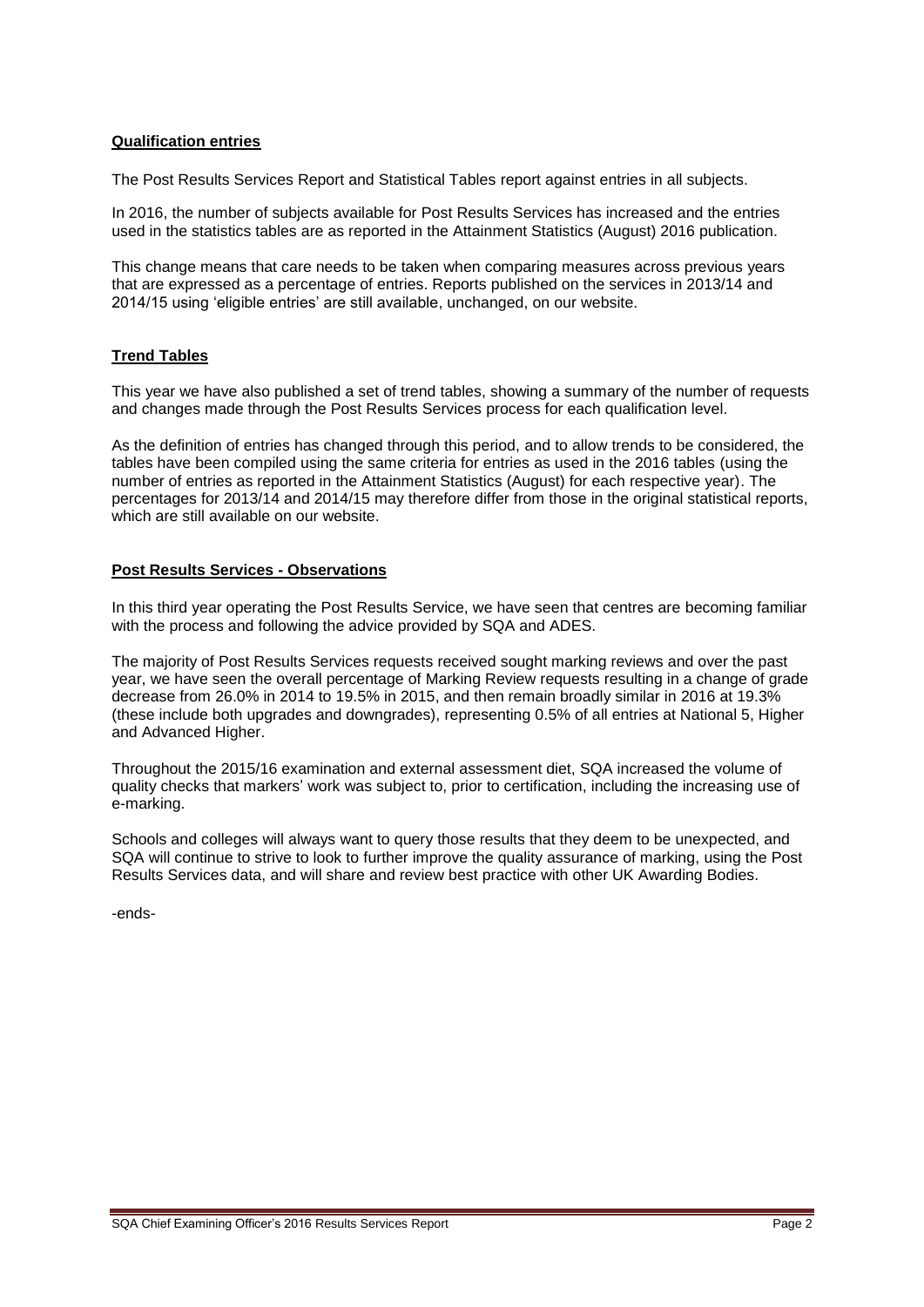## Qualification entries

The Post Results Services Report and Statistical Tables report against entries in all subjects.

In 2016, the number of subjects available for Post Results Services has increased and the entries used in the statistics tables are as reported in the Attainment Statistics (August) 2016 publication.

This change means that care needs to be taken when comparing measures across previous years that are expressed as a percentage of entries. Reports published on the services in 2013/14 and 2014/15 using 'eligible entries' are still available, unchanged, on our website.

## Trend Tables

This year we have also published a set of trend tables, showing a summary of the number of requests and changes made through the Post Results Services process for each qualification level.

As the definition of entries has changed through this period, and to allow trends to be considered, the tables have been compiled using the same criteria for entries as used in the 2016 tables (using the number of entries as reported in the Attainment Statistics (August) for each respective year). The percentages for 2013/14 and 2014/15 may therefore differ from those in the original statistical reports, which are still available on our website.

## Post Results Services - Observations

In this third year operating the Post Results Service, we have seen that centres are becoming familiar with the process and following the advice provided by SQA and ADES.

The majority of Post Results Services requests received sought marking reviews and over the past year, we have seen the overall percentage of Marking Review requests resulting in a change of grade decrease from 26.0% in 2014 to 19.5% in 2015, and then remain broadly similar in 2016 at 19.3% (these include both upgrades and downgrades), representing 0.5% of all entries at National 5, Higher and Advanced Higher.

Throughout the 2015/16 examination and external assessment diet, SQA increased the volume of quality checks that markers' work was subject to, prior to certification, including the increasing use of e-marking.

Schools and colleges will always want to query those results that they deem to be unexpected, and SQA will continue to strive to look to further improve the quality assurance of marking, using the Post Results Services data, and will share and review best practice with other UK Awarding Bodies.

-ends-